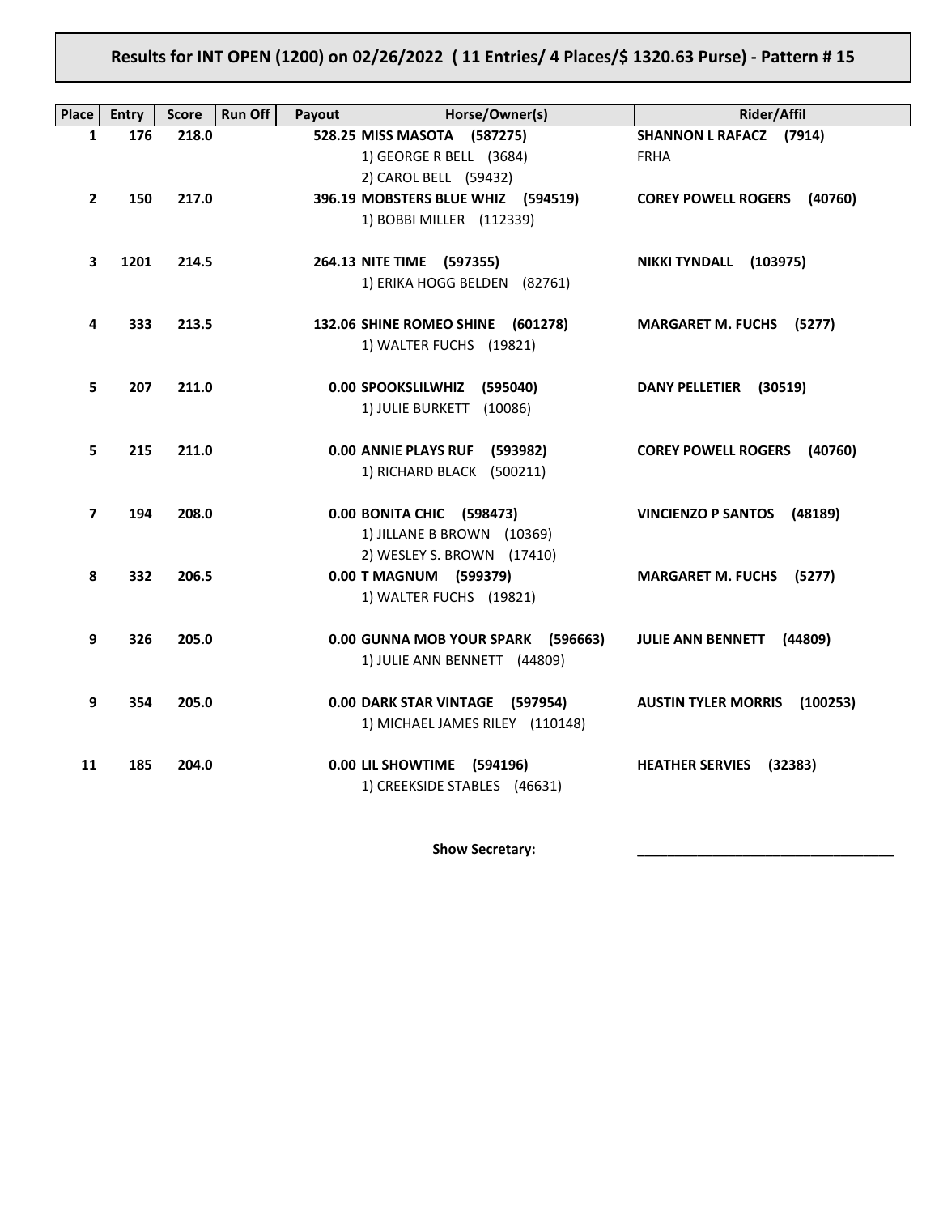## Results for INT OPEN (1200) on 02/26/2022 ( 11 Entries/ 4 Places/$ 1320.63 Purse) - Pattern # 15

| Place | Entry | Score | Run Off | Payout | Horse/Owner(s) | Rider/Affil |
|---|---|---|---|---|---|---|
| 1 | 176 | 218.0 | | 528.25 | **MISS MASOTA (587275)**<br>1) GEORGE R BELL (3684)<br>2) CAROL BELL (59432) | **SHANNON L RAFACZ (7914)**<br>FRHA |
| 2 | 150 | 217.0 | | 396.19 | **MOBSTERS BLUE WHIZ (594519)**<br>1) BOBBI MILLER (112339) | **COREY POWELL ROGERS (40760)** |
| 3 | 1201 | 214.5 | | 264.13 | **NITE TIME (597355)**<br>1) ERIKA HOGG BELDEN (82761) | **NIKKI TYNDALL (103975)** |
| 4 | 333 | 213.5 | | 132.06 | **SHINE ROMEO SHINE (601278)**<br>1) WALTER FUCHS (19821) | **MARGARET M. FUCHS (5277)** |
| 5 | 207 | 211.0 | | 0.00 | **SPOOKSLILWHIZ (595040)**<br>1) JULIE BURKETT (10086) | **DANY PELLETIER (30519)** |
| 5 | 215 | 211.0 | | 0.00 | **ANNIE PLAYS RUF (593982)**<br>1) RICHARD BLACK (500211) | **COREY POWELL ROGERS (40760)** |
| 7 | 194 | 208.0 | | 0.00 | **BONITA CHIC (598473)**<br>1) JILLANE B BROWN (10369)<br>2) WESLEY S. BROWN (17410) | **VINCIENZO P SANTOS (48189)** |
| 8 | 332 | 206.5 | | 0.00 | **T MAGNUM (599379)**<br>1) WALTER FUCHS (19821) | **MARGARET M. FUCHS (5277)** |
| 9 | 326 | 205.0 | | 0.00 | **GUNNA MOB YOUR SPARK (596663)**<br>1) JULIE ANN BENNETT (44809) | **JULIE ANN BENNETT (44809)** |
| 9 | 354 | 205.0 | | 0.00 | **DARK STAR VINTAGE (597954)**<br>1) MICHAEL JAMES RILEY (110148) | **AUSTIN TYLER MORRIS (100253)** |
| 11 | 185 | 204.0 | | 0.00 | **LIL SHOWTIME (594196)**<br>1) CREEKSIDE STABLES (46631) | **HEATHER SERVIES (32383)** |

**Show Secretary:** ___________________________________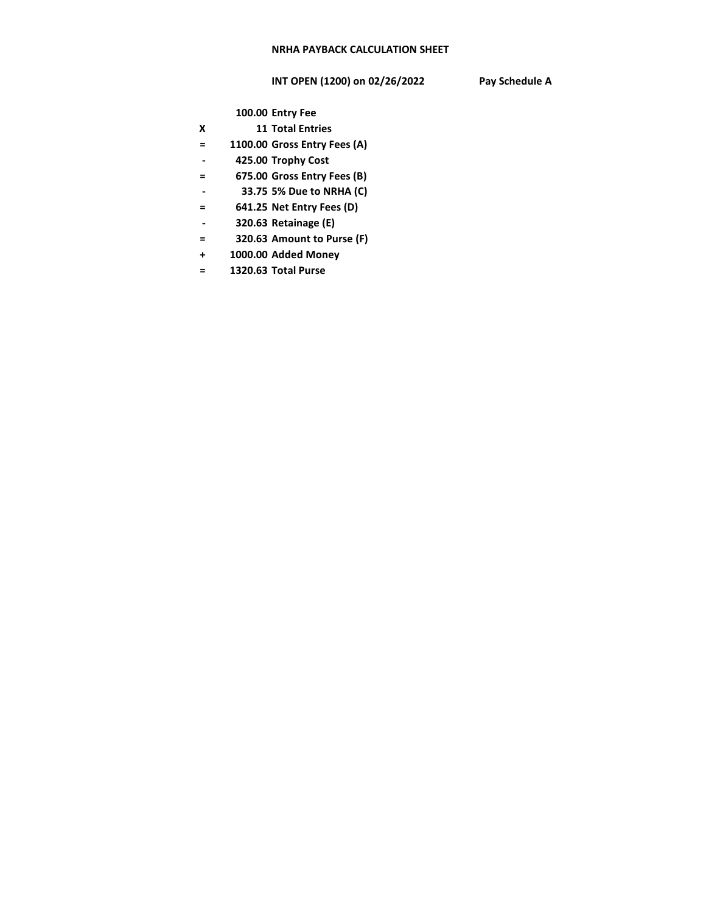**NRHA PAYBACK CALCULATION SHEET**

**INT OPEN (1200) on 02/26/2022** **Pay Schedule A**

| | | |
|---|---|---|
| | 100.00 | Entry Fee |
| X | 11 | Total Entries |
| = | 1100.00 | Gross Entry Fees (A) |
| - | 425.00 | Trophy Cost |
| = | 675.00 | Gross Entry Fees (B) |
| - | 33.75 | 5% Due to NRHA (C) |
| = | 641.25 | Net Entry Fees (D) |
| - | 320.63 | Retainage (E) |
| = | 320.63 | Amount to Purse (F) |
| + | 1000.00 | Added Money |
| = | 1320.63 | Total Purse |